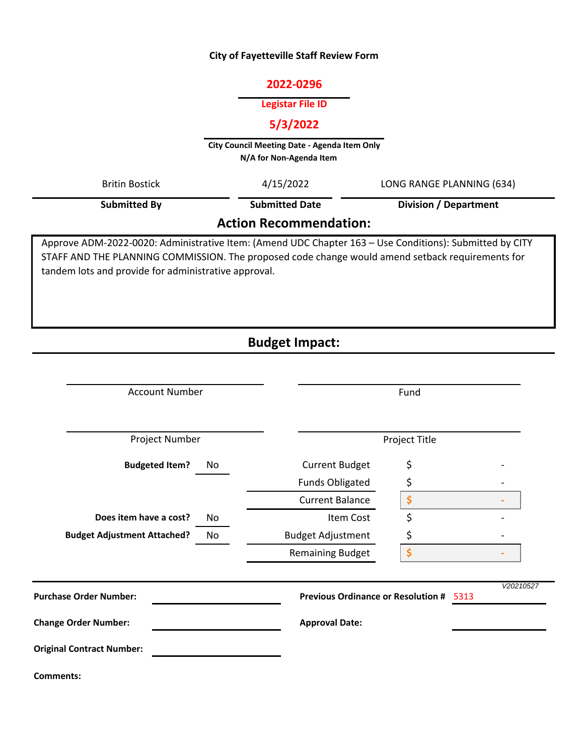**City of Fayetteville Staff Review Form**

**2022-0296**

**Legistar File ID**

**5/3/2022**

**City Council Meeting Date - Agenda Item Only**
**N/A for Non-Agenda Item**

| Britin Bostick | 4/15/2022 | LONG RANGE PLANNING (634) |
|---|---|---|
| **Submitted By** | **Submitted Date** | **Division / Department** |

## Action Recommendation:

Approve ADM-2022-0020: Administrative Item: (Amend UDC Chapter 163 – Use Conditions): Submitted by CITY STAFF AND THE PLANNING COMMISSION. The proposed code change would amend setback requirements for tandem lots and provide for administrative approval.

## Budget Impact:

| Account Number | Fund |
|---|---|
| | |

| Project Number | Project Title |
|---|---|
| | |

| | | | |
|---|---|---|---|
| **Budgeted Item?** | No | Current Budget | $ - |
| | | Funds Obligated | $ - |
| | | Current Balance | $ - |
| **Does item have a cost?** | No | Item Cost | $ - |
| **Budget Adjustment Attached?** | No | Budget Adjustment | $ - |
| | | Remaining Budget | $ - |

*V20210527*

| | | | |
|---|---|---|---|
| **Purchase Order Number:** | | **Previous Ordinance or Resolution #** | 5313 |
| **Change Order Number:** | | **Approval Date:** | |
| **Original Contract Number:** | | | |

**Comments:**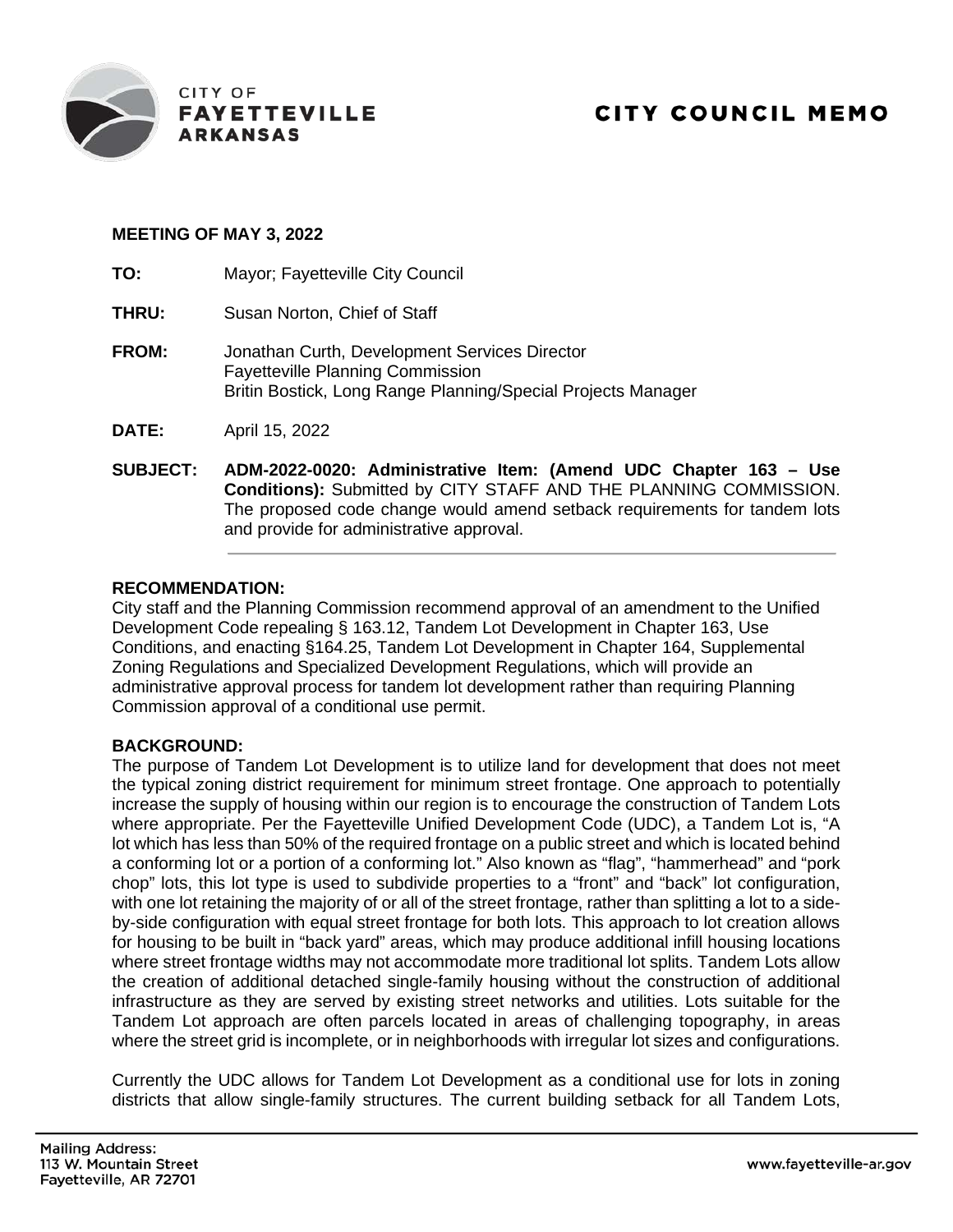**MEETING OF MAY 3, 2022**

**TO:** Mayor; Fayetteville City Council

**THRU:** Susan Norton, Chief of Staff

**FROM:** Jonathan Curth, Development Services Director
Fayetteville Planning Commission
Britin Bostick, Long Range Planning/Special Projects Manager

**DATE:** April 15, 2022

**SUBJECT:** **ADM-2022-0020: Administrative Item: (Amend UDC Chapter 163 – Use Conditions):** Submitted by CITY STAFF AND THE PLANNING COMMISSION. The proposed code change would amend setback requirements for tandem lots and provide for administrative approval.

**RECOMMENDATION:**

City staff and the Planning Commission recommend approval of an amendment to the Unified Development Code repealing § 163.12, Tandem Lot Development in Chapter 163, Use Conditions, and enacting §164.25, Tandem Lot Development in Chapter 164, Supplemental Zoning Regulations and Specialized Development Regulations, which will provide an administrative approval process for tandem lot development rather than requiring Planning Commission approval of a conditional use permit.

**BACKGROUND:**

The purpose of Tandem Lot Development is to utilize land for development that does not meet the typical zoning district requirement for minimum street frontage. One approach to potentially increase the supply of housing within our region is to encourage the construction of Tandem Lots where appropriate. Per the Fayetteville Unified Development Code (UDC), a Tandem Lot is, "A lot which has less than 50% of the required frontage on a public street and which is located behind a conforming lot or a portion of a conforming lot." Also known as "flag", "hammerhead" and "pork chop" lots, this lot type is used to subdivide properties to a "front" and "back" lot configuration, with one lot retaining the majority of or all of the street frontage, rather than splitting a lot to a side-by-side configuration with equal street frontage for both lots. This approach to lot creation allows for housing to be built in "back yard" areas, which may produce additional infill housing locations where street frontage widths may not accommodate more traditional lot splits. Tandem Lots allow the creation of additional detached single-family housing without the construction of additional infrastructure as they are served by existing street networks and utilities. Lots suitable for the Tandem Lot approach are often parcels located in areas of challenging topography, in areas where the street grid is incomplete, or in neighborhoods with irregular lot sizes and configurations.

Currently the UDC allows for Tandem Lot Development as a conditional use for lots in zoning districts that allow single-family structures. The current building setback for all Tandem Lots,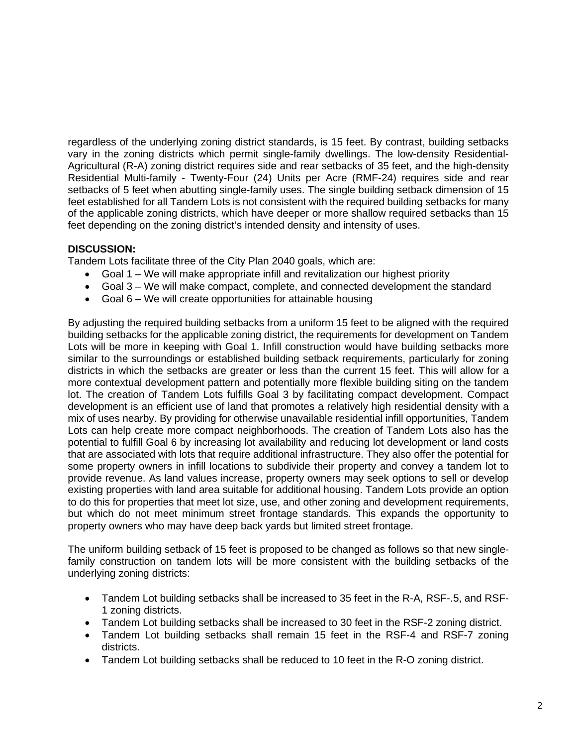regardless of the underlying zoning district standards, is 15 feet. By contrast, building setbacks vary in the zoning districts which permit single-family dwellings. The low-density Residential-Agricultural (R-A) zoning district requires side and rear setbacks of 35 feet, and the high-density Residential Multi-family - Twenty-Four (24) Units per Acre (RMF-24) requires side and rear setbacks of 5 feet when abutting single-family uses. The single building setback dimension of 15 feet established for all Tandem Lots is not consistent with the required building setbacks for many of the applicable zoning districts, which have deeper or more shallow required setbacks than 15 feet depending on the zoning district's intended density and intensity of uses.

**DISCUSSION:**

Tandem Lots facilitate three of the City Plan 2040 goals, which are:

- Goal 1 – We will make appropriate infill and revitalization our highest priority
- Goal 3 – We will make compact, complete, and connected development the standard
- Goal 6 – We will create opportunities for attainable housing

By adjusting the required building setbacks from a uniform 15 feet to be aligned with the required building setbacks for the applicable zoning district, the requirements for development on Tandem Lots will be more in keeping with Goal 1. Infill construction would have building setbacks more similar to the surroundings or established building setback requirements, particularly for zoning districts in which the setbacks are greater or less than the current 15 feet. This will allow for a more contextual development pattern and potentially more flexible building siting on the tandem lot. The creation of Tandem Lots fulfills Goal 3 by facilitating compact development. Compact development is an efficient use of land that promotes a relatively high residential density with a mix of uses nearby. By providing for otherwise unavailable residential infill opportunities, Tandem Lots can help create more compact neighborhoods. The creation of Tandem Lots also has the potential to fulfill Goal 6 by increasing lot availability and reducing lot development or land costs that are associated with lots that require additional infrastructure. They also offer the potential for some property owners in infill locations to subdivide their property and convey a tandem lot to provide revenue. As land values increase, property owners may seek options to sell or develop existing properties with land area suitable for additional housing. Tandem Lots provide an option to do this for properties that meet lot size, use, and other zoning and development requirements, but which do not meet minimum street frontage standards. This expands the opportunity to property owners who may have deep back yards but limited street frontage.

The uniform building setback of 15 feet is proposed to be changed as follows so that new single-family construction on tandem lots will be more consistent with the building setbacks of the underlying zoning districts:

- Tandem Lot building setbacks shall be increased to 35 feet in the R-A, RSF-.5, and RSF-1 zoning districts.
- Tandem Lot building setbacks shall be increased to 30 feet in the RSF-2 zoning district.
- Tandem Lot building setbacks shall remain 15 feet in the RSF-4 and RSF-7 zoning districts.
- Tandem Lot building setbacks shall be reduced to 10 feet in the R-O zoning district.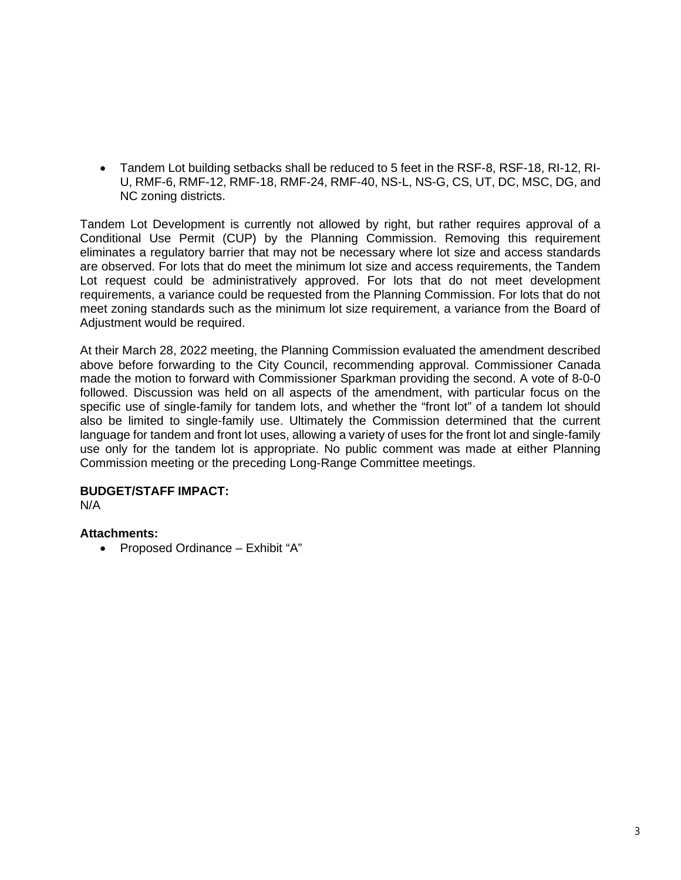- Tandem Lot building setbacks shall be reduced to 5 feet in the RSF-8, RSF-18, RI-12, RI-U, RMF-6, RMF-12, RMF-18, RMF-24, RMF-40, NS-L, NS-G, CS, UT, DC, MSC, DG, and NC zoning districts.

Tandem Lot Development is currently not allowed by right, but rather requires approval of a Conditional Use Permit (CUP) by the Planning Commission. Removing this requirement eliminates a regulatory barrier that may not be necessary where lot size and access standards are observed. For lots that do meet the minimum lot size and access requirements, the Tandem Lot request could be administratively approved. For lots that do not meet development requirements, a variance could be requested from the Planning Commission. For lots that do not meet zoning standards such as the minimum lot size requirement, a variance from the Board of Adjustment would be required.

At their March 28, 2022 meeting, the Planning Commission evaluated the amendment described above before forwarding to the City Council, recommending approval. Commissioner Canada made the motion to forward with Commissioner Sparkman providing the second. A vote of 8-0-0 followed. Discussion was held on all aspects of the amendment, with particular focus on the specific use of single-family for tandem lots, and whether the "front lot" of a tandem lot should also be limited to single-family use. Ultimately the Commission determined that the current language for tandem and front lot uses, allowing a variety of uses for the front lot and single-family use only for the tandem lot is appropriate. No public comment was made at either Planning Commission meeting or the preceding Long-Range Committee meetings.

**BUDGET/STAFF IMPACT:**
N/A

**Attachments:**
- Proposed Ordinance – Exhibit "A"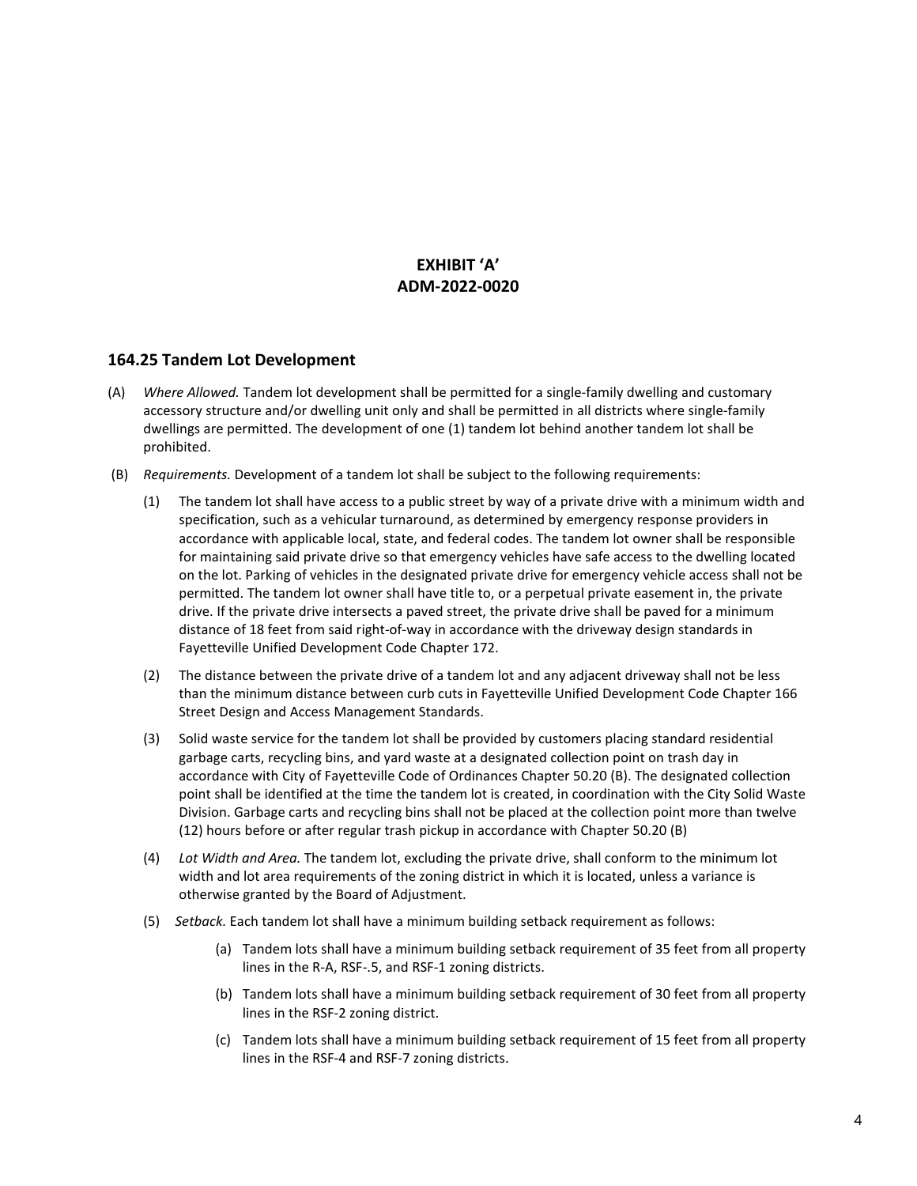**EXHIBIT 'A'**
**ADM-2022-0020**

## 164.25 Tandem Lot Development

(A) *Where Allowed.* Tandem lot development shall be permitted for a single-family dwelling and customary accessory structure and/or dwelling unit only and shall be permitted in all districts where single-family dwellings are permitted. The development of one (1) tandem lot behind another tandem lot shall be prohibited.

(B) *Requirements.* Development of a tandem lot shall be subject to the following requirements:

(1) The tandem lot shall have access to a public street by way of a private drive with a minimum width and specification, such as a vehicular turnaround, as determined by emergency response providers in accordance with applicable local, state, and federal codes. The tandem lot owner shall be responsible for maintaining said private drive so that emergency vehicles have safe access to the dwelling located on the lot. Parking of vehicles in the designated private drive for emergency vehicle access shall not be permitted. The tandem lot owner shall have title to, or a perpetual private easement in, the private drive. If the private drive intersects a paved street, the private drive shall be paved for a minimum distance of 18 feet from said right-of-way in accordance with the driveway design standards in Fayetteville Unified Development Code Chapter 172.

(2) The distance between the private drive of a tandem lot and any adjacent driveway shall not be less than the minimum distance between curb cuts in Fayetteville Unified Development Code Chapter 166 Street Design and Access Management Standards.

(3) Solid waste service for the tandem lot shall be provided by customers placing standard residential garbage carts, recycling bins, and yard waste at a designated collection point on trash day in accordance with City of Fayetteville Code of Ordinances Chapter 50.20 (B). The designated collection point shall be identified at the time the tandem lot is created, in coordination with the City Solid Waste Division. Garbage carts and recycling bins shall not be placed at the collection point more than twelve (12) hours before or after regular trash pickup in accordance with Chapter 50.20 (B)

(4) *Lot Width and Area.* The tandem lot, excluding the private drive, shall conform to the minimum lot width and lot area requirements of the zoning district in which it is located, unless a variance is otherwise granted by the Board of Adjustment.

(5) *Setback.* Each tandem lot shall have a minimum building setback requirement as follows:

(a) Tandem lots shall have a minimum building setback requirement of 35 feet from all property lines in the R-A, RSF-.5, and RSF-1 zoning districts.

(b) Tandem lots shall have a minimum building setback requirement of 30 feet from all property lines in the RSF-2 zoning district.

(c) Tandem lots shall have a minimum building setback requirement of 15 feet from all property lines in the RSF-4 and RSF-7 zoning districts.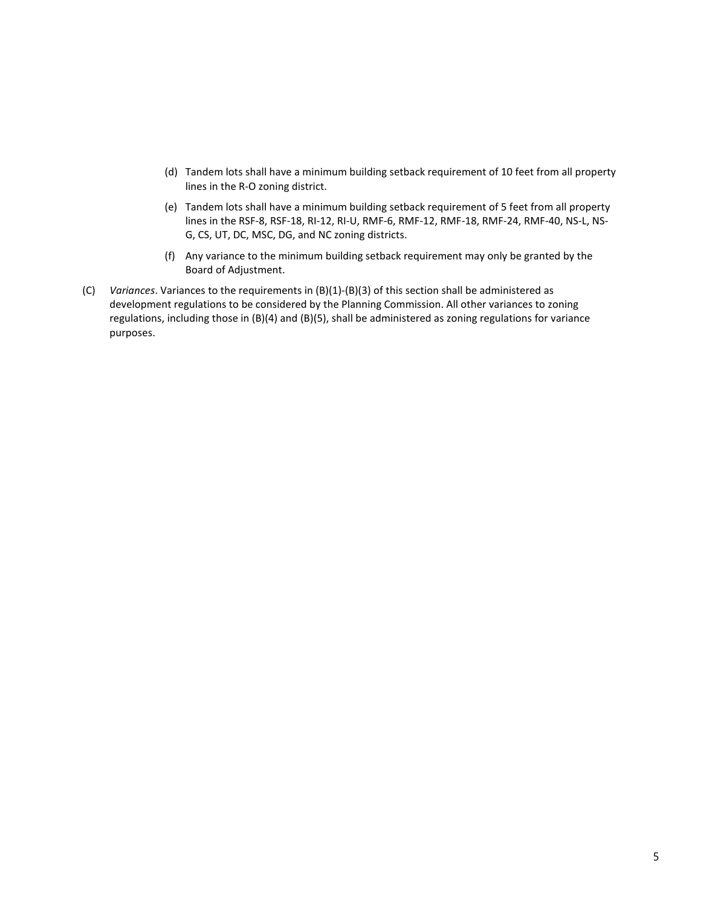(d) Tandem lots shall have a minimum building setback requirement of 10 feet from all property lines in the R-O zoning district.

(e) Tandem lots shall have a minimum building setback requirement of 5 feet from all property lines in the RSF-8, RSF-18, RI-12, RI-U, RMF-6, RMF-12, RMF-18, RMF-24, RMF-40, NS-L, NS-G, CS, UT, DC, MSC, DG, and NC zoning districts.

(f) Any variance to the minimum building setback requirement may only be granted by the Board of Adjustment.

(C) *Variances*. Variances to the requirements in (B)(1)-(B)(3) of this section shall be administered as development regulations to be considered by the Planning Commission. All other variances to zoning regulations, including those in (B)(4) and (B)(5), shall be administered as zoning regulations for variance purposes.